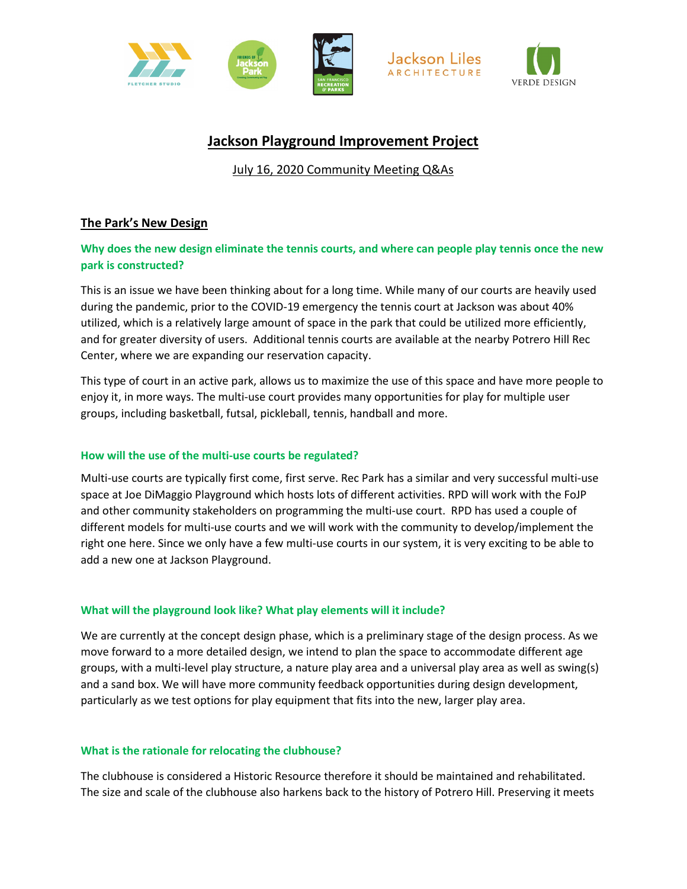# Jackson Playground Improvement Project

July 16, 2020 Community Meeting Q&As

## The Park's New Design

### Why does the new design eliminate the tennis courts, and where can people play tennis once the new park is constructed?

This is an issue we have been thinking about for a long time. While many of our courts are heavily used during the pandemic, prior to the COVID-19 emergency the tennis court at Jackson was about 40% utilized, which is a relatively large amount of space in the park that could be utilized more efficiently, and for greater diversity of users. Additional tennis courts are available at the nearby Potrero Hill Rec Center, where we are expanding our reservation capacity.

This type of court in an active park, allows us to maximize the use of this space and have more people to enjoy it, in more ways. The multi-use court provides many opportunities for play for multiple user groups, including basketball, futsal, pickleball, tennis, handball and more.

### How will the use of the multi-use courts be regulated?

Multi-use courts are typically first come, first serve. Rec Park has a similar and very successful multi-use space at Joe DiMaggio Playground which hosts lots of different activities. RPD will work with the FoJP and other community stakeholders on programming the multi-use court. RPD has used a couple of different models for multi-use courts and we will work with the community to develop/implement the right one here. Since we only have a few multi-use courts in our system, it is very exciting to be able to add a new one at Jackson Playground.

### What will the playground look like? What play elements will it include?

We are currently at the concept design phase, which is a preliminary stage of the design process. As we move forward to a more detailed design, we intend to plan the space to accommodate different age groups, with a multi-level play structure, a nature play area and a universal play area as well as swing(s) and a sand box. We will have more community feedback opportunities during design development, particularly as we test options for play equipment that fits into the new, larger play area.

### What is the rationale for relocating the clubhouse?

The clubhouse is considered a Historic Resource therefore it should be maintained and rehabilitated. The size and scale of the clubhouse also harkens back to the history of Potrero Hill. Preserving it meets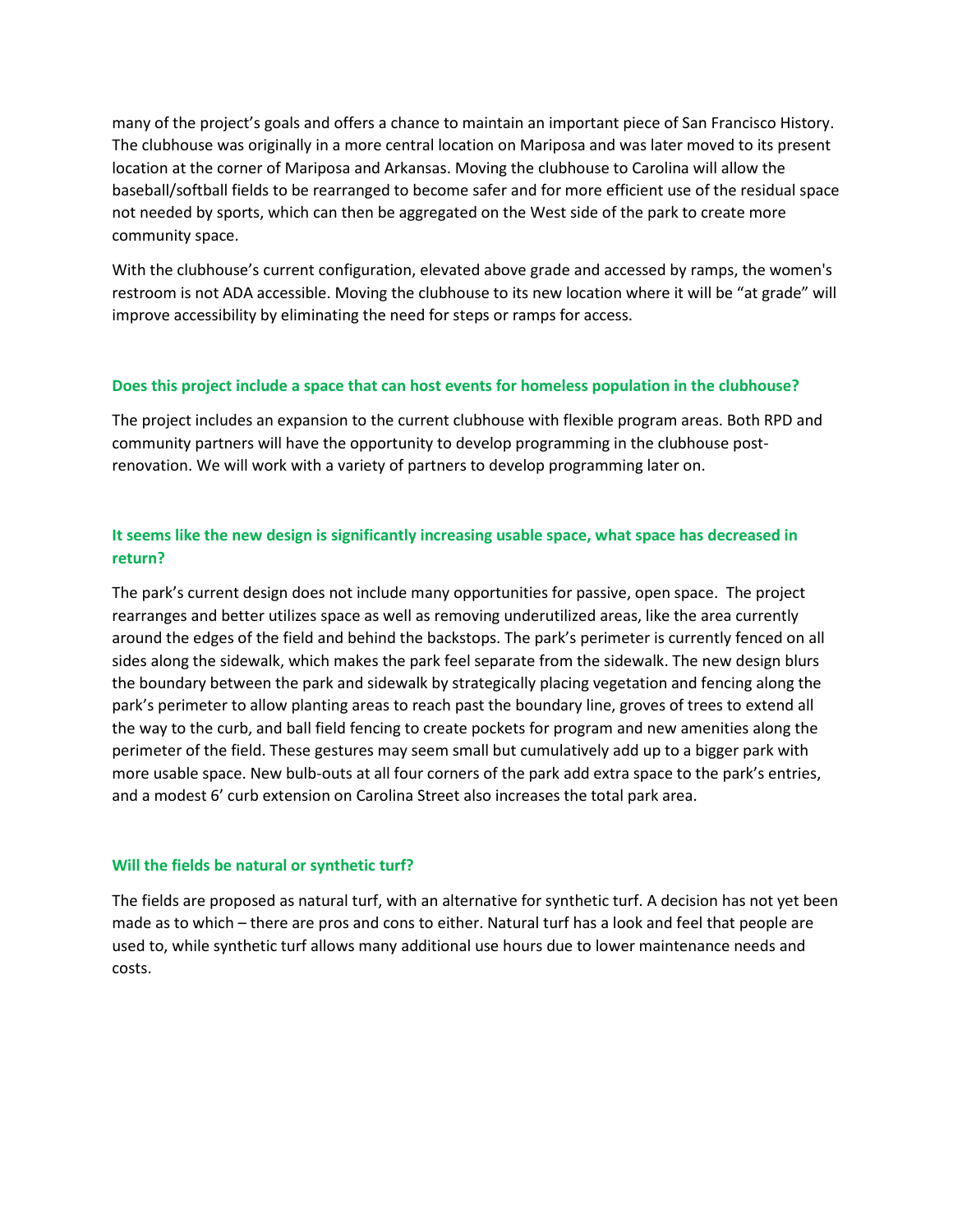many of the project's goals and offers a chance to maintain an important piece of San Francisco History. The clubhouse was originally in a more central location on Mariposa and was later moved to its present location at the corner of Mariposa and Arkansas. Moving the clubhouse to Carolina will allow the baseball/softball fields to be rearranged to become safer and for more efficient use of the residual space not needed by sports, which can then be aggregated on the West side of the park to create more community space.

With the clubhouse's current configuration, elevated above grade and accessed by ramps, the women's restroom is not ADA accessible. Moving the clubhouse to its new location where it will be "at grade" will improve accessibility by eliminating the need for steps or ramps for access.

**Does this project include a space that can host events for homeless population in the clubhouse?**

The project includes an expansion to the current clubhouse with flexible program areas. Both RPD and community partners will have the opportunity to develop programming in the clubhouse post-renovation. We will work with a variety of partners to develop programming later on.

**It seems like the new design is significantly increasing usable space, what space has decreased in return?**

The park's current design does not include many opportunities for passive, open space. The project rearranges and better utilizes space as well as removing underutilized areas, like the area currently around the edges of the field and behind the backstops. The park's perimeter is currently fenced on all sides along the sidewalk, which makes the park feel separate from the sidewalk. The new design blurs the boundary between the park and sidewalk by strategically placing vegetation and fencing along the park's perimeter to allow planting areas to reach past the boundary line, groves of trees to extend all the way to the curb, and ball field fencing to create pockets for program and new amenities along the perimeter of the field. These gestures may seem small but cumulatively add up to a bigger park with more usable space. New bulb-outs at all four corners of the park add extra space to the park's entries, and a modest 6' curb extension on Carolina Street also increases the total park area.

**Will the fields be natural or synthetic turf?**

The fields are proposed as natural turf, with an alternative for synthetic turf. A decision has not yet been made as to which – there are pros and cons to either. Natural turf has a look and feel that people are used to, while synthetic turf allows many additional use hours due to lower maintenance needs and costs.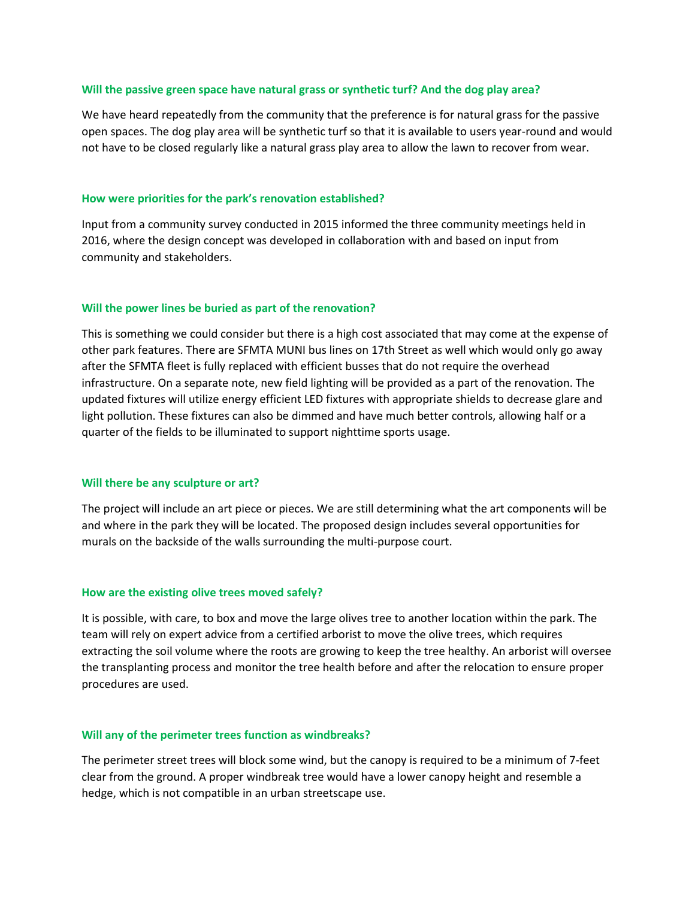**Will the passive green space have natural grass or synthetic turf? And the dog play area?**

We have heard repeatedly from the community that the preference is for natural grass for the passive open spaces. The dog play area will be synthetic turf so that it is available to users year-round and would not have to be closed regularly like a natural grass play area to allow the lawn to recover from wear.

**How were priorities for the park's renovation established?**

Input from a community survey conducted in 2015 informed the three community meetings held in 2016, where the design concept was developed in collaboration with and based on input from community and stakeholders.

**Will the power lines be buried as part of the renovation?**

This is something we could consider but there is a high cost associated that may come at the expense of other park features. There are SFMTA MUNI bus lines on 17th Street as well which would only go away after the SFMTA fleet is fully replaced with efficient busses that do not require the overhead infrastructure. On a separate note, new field lighting will be provided as a part of the renovation. The updated fixtures will utilize energy efficient LED fixtures with appropriate shields to decrease glare and light pollution. These fixtures can also be dimmed and have much better controls, allowing half or a quarter of the fields to be illuminated to support nighttime sports usage.

**Will there be any sculpture or art?**

The project will include an art piece or pieces. We are still determining what the art components will be and where in the park they will be located. The proposed design includes several opportunities for murals on the backside of the walls surrounding the multi-purpose court.

**How are the existing olive trees moved safely?**

It is possible, with care, to box and move the large olives tree to another location within the park. The team will rely on expert advice from a certified arborist to move the olive trees, which requires extracting the soil volume where the roots are growing to keep the tree healthy. An arborist will oversee the transplanting process and monitor the tree health before and after the relocation to ensure proper procedures are used.

**Will any of the perimeter trees function as windbreaks?**

The perimeter street trees will block some wind, but the canopy is required to be a minimum of 7-feet clear from the ground. A proper windbreak tree would have a lower canopy height and resemble a hedge, which is not compatible in an urban streetscape use.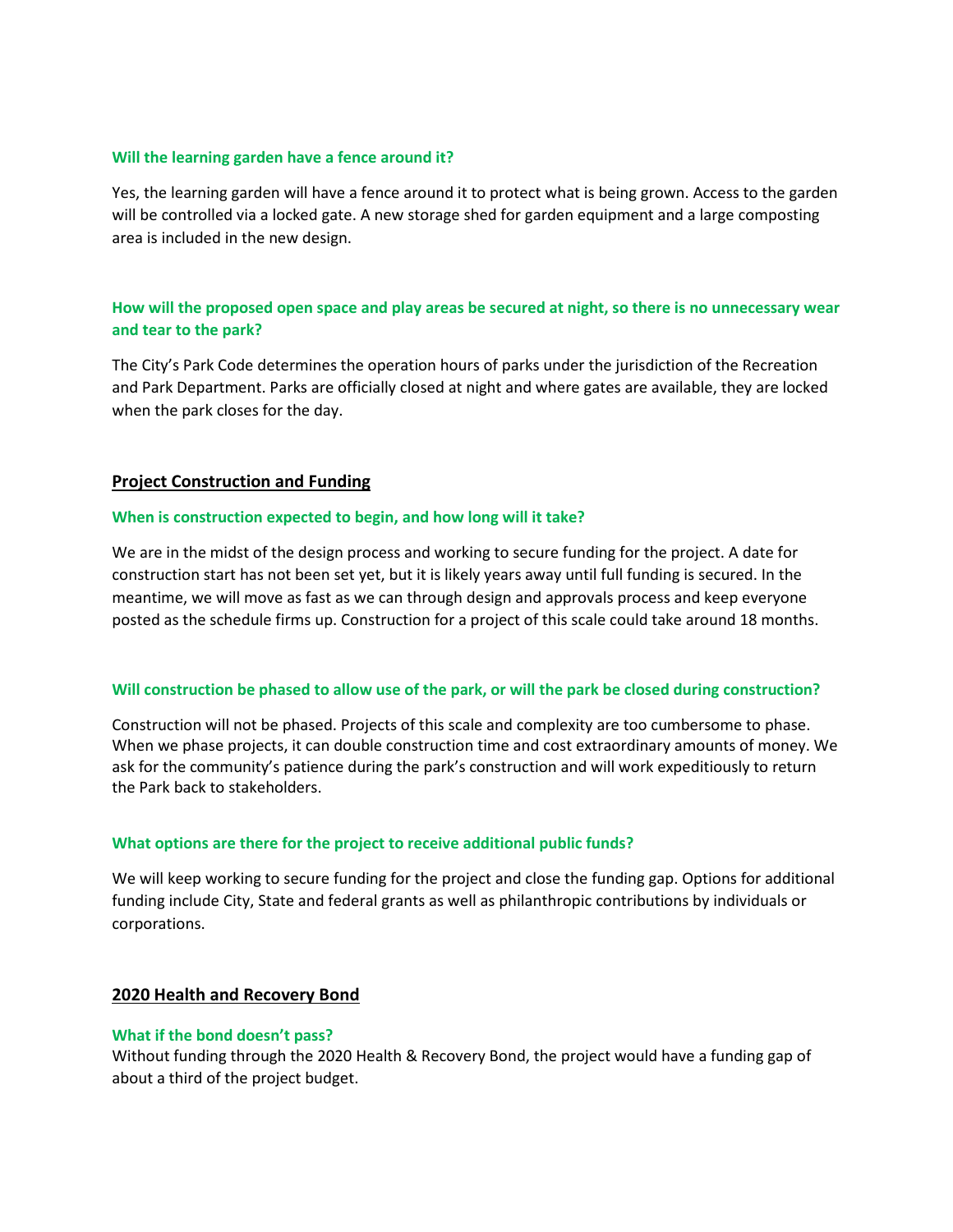### Will the learning garden have a fence around it?

Yes, the learning garden will have a fence around it to protect what is being grown. Access to the garden will be controlled via a locked gate. A new storage shed for garden equipment and a large composting area is included in the new design.

### How will the proposed open space and play areas be secured at night, so there is no unnecessary wear and tear to the park?

The City's Park Code determines the operation hours of parks under the jurisdiction of the Recreation and Park Department. Parks are officially closed at night and where gates are available, they are locked when the park closes for the day.

## Project Construction and Funding

### When is construction expected to begin, and how long will it take?

We are in the midst of the design process and working to secure funding for the project. A date for construction start has not been set yet, but it is likely years away until full funding is secured. In the meantime, we will move as fast as we can through design and approvals process and keep everyone posted as the schedule firms up. Construction for a project of this scale could take around 18 months.

### Will construction be phased to allow use of the park, or will the park be closed during construction?

Construction will not be phased. Projects of this scale and complexity are too cumbersome to phase. When we phase projects, it can double construction time and cost extraordinary amounts of money. We ask for the community's patience during the park's construction and will work expeditiously to return the Park back to stakeholders.

### What options are there for the project to receive additional public funds?

We will keep working to secure funding for the project and close the funding gap. Options for additional funding include City, State and federal grants as well as philanthropic contributions by individuals or corporations.

## 2020 Health and Recovery Bond

### What if the bond doesn't pass?

Without funding through the 2020 Health & Recovery Bond, the project would have a funding gap of about a third of the project budget.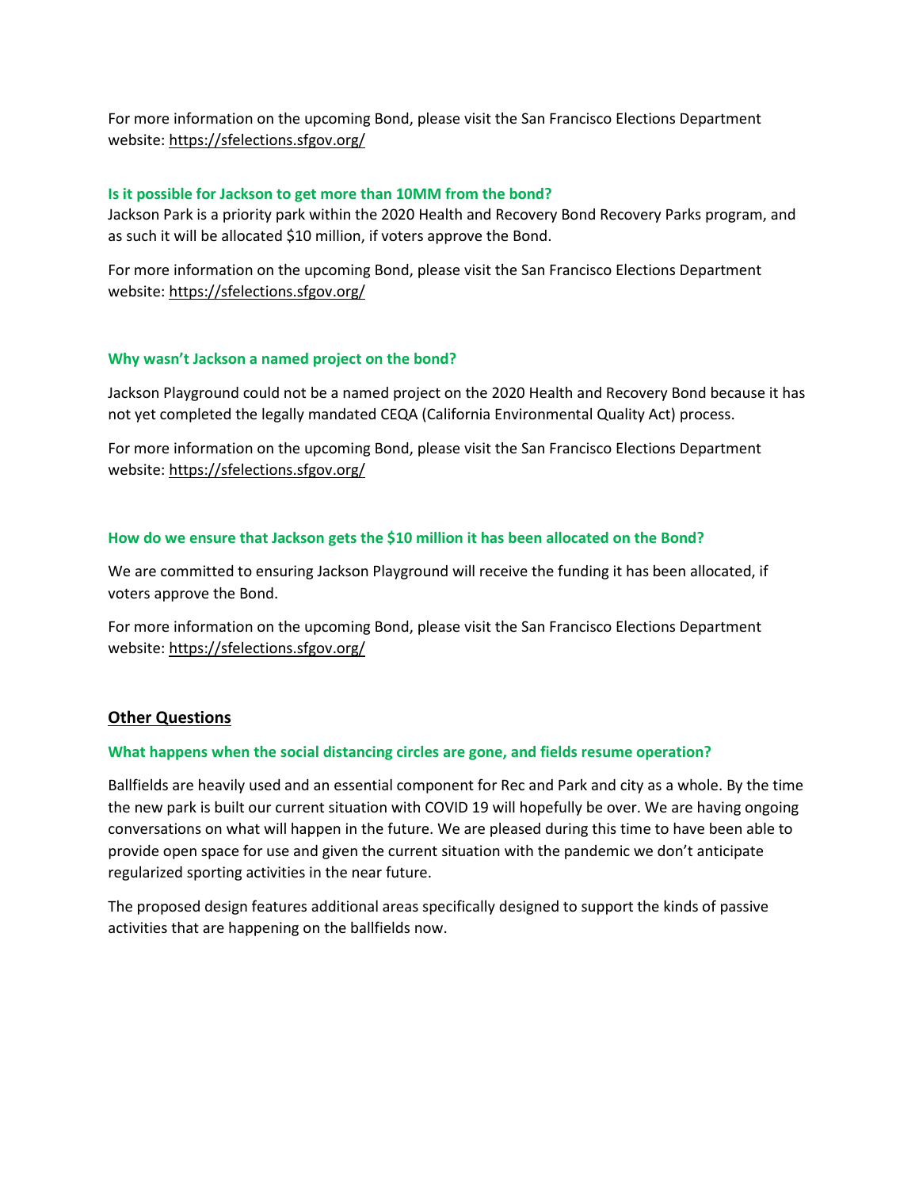For more information on the upcoming Bond, please visit the San Francisco Elections Department website: https://sfelections.sfgov.org/

### Is it possible for Jackson to get more than 10MM from the bond?

Jackson Park is a priority park within the 2020 Health and Recovery Bond Recovery Parks program, and as such it will be allocated $10 million, if voters approve the Bond.

For more information on the upcoming Bond, please visit the San Francisco Elections Department website: https://sfelections.sfgov.org/

### Why wasn't Jackson a named project on the bond?

Jackson Playground could not be a named project on the 2020 Health and Recovery Bond because it has not yet completed the legally mandated CEQA (California Environmental Quality Act) process.

For more information on the upcoming Bond, please visit the San Francisco Elections Department website: https://sfelections.sfgov.org/

### How do we ensure that Jackson gets the $10 million it has been allocated on the Bond?

We are committed to ensuring Jackson Playground will receive the funding it has been allocated, if voters approve the Bond.

For more information on the upcoming Bond, please visit the San Francisco Elections Department website: https://sfelections.sfgov.org/

## Other Questions

### What happens when the social distancing circles are gone, and fields resume operation?

Ballfields are heavily used and an essential component for Rec and Park and city as a whole. By the time the new park is built our current situation with COVID 19 will hopefully be over. We are having ongoing conversations on what will happen in the future. We are pleased during this time to have been able to provide open space for use and given the current situation with the pandemic we don't anticipate regularized sporting activities in the near future.

The proposed design features additional areas specifically designed to support the kinds of passive activities that are happening on the ballfields now.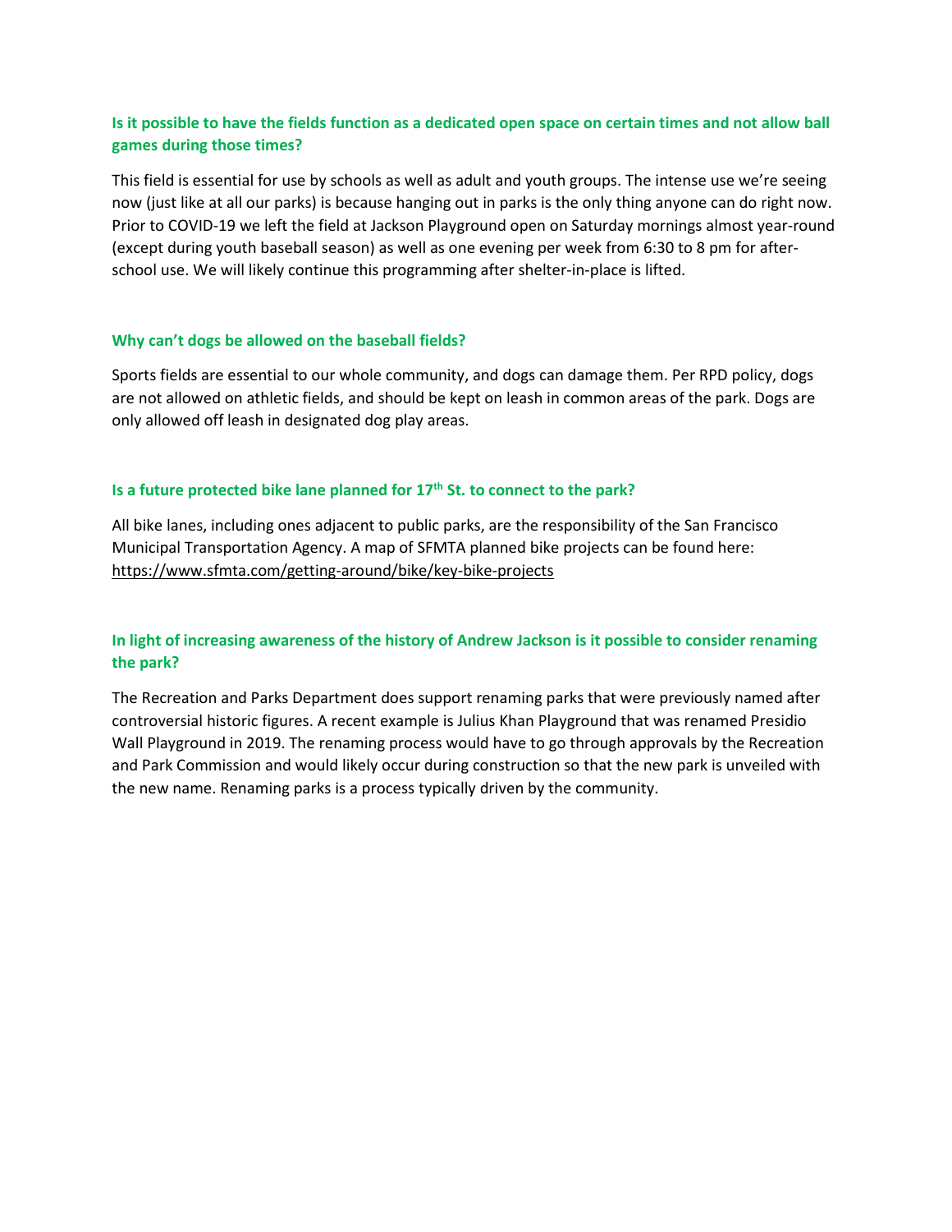### Is it possible to have the fields function as a dedicated open space on certain times and not allow ball games during those times?

This field is essential for use by schools as well as adult and youth groups. The intense use we're seeing now (just like at all our parks) is because hanging out in parks is the only thing anyone can do right now. Prior to COVID-19 we left the field at Jackson Playground open on Saturday mornings almost year-round (except during youth baseball season) as well as one evening per week from 6:30 to 8 pm for after-school use. We will likely continue this programming after shelter-in-place is lifted.

### Why can't dogs be allowed on the baseball fields?

Sports fields are essential to our whole community, and dogs can damage them. Per RPD policy, dogs are not allowed on athletic fields, and should be kept on leash in common areas of the park. Dogs are only allowed off leash in designated dog play areas.

### Is a future protected bike lane planned for 17th St. to connect to the park?

All bike lanes, including ones adjacent to public parks, are the responsibility of the San Francisco Municipal Transportation Agency. A map of SFMTA planned bike projects can be found here: https://www.sfmta.com/getting-around/bike/key-bike-projects

### In light of increasing awareness of the history of Andrew Jackson is it possible to consider renaming the park?

The Recreation and Parks Department does support renaming parks that were previously named after controversial historic figures. A recent example is Julius Khan Playground that was renamed Presidio Wall Playground in 2019. The renaming process would have to go through approvals by the Recreation and Park Commission and would likely occur during construction so that the new park is unveiled with the new name. Renaming parks is a process typically driven by the community.